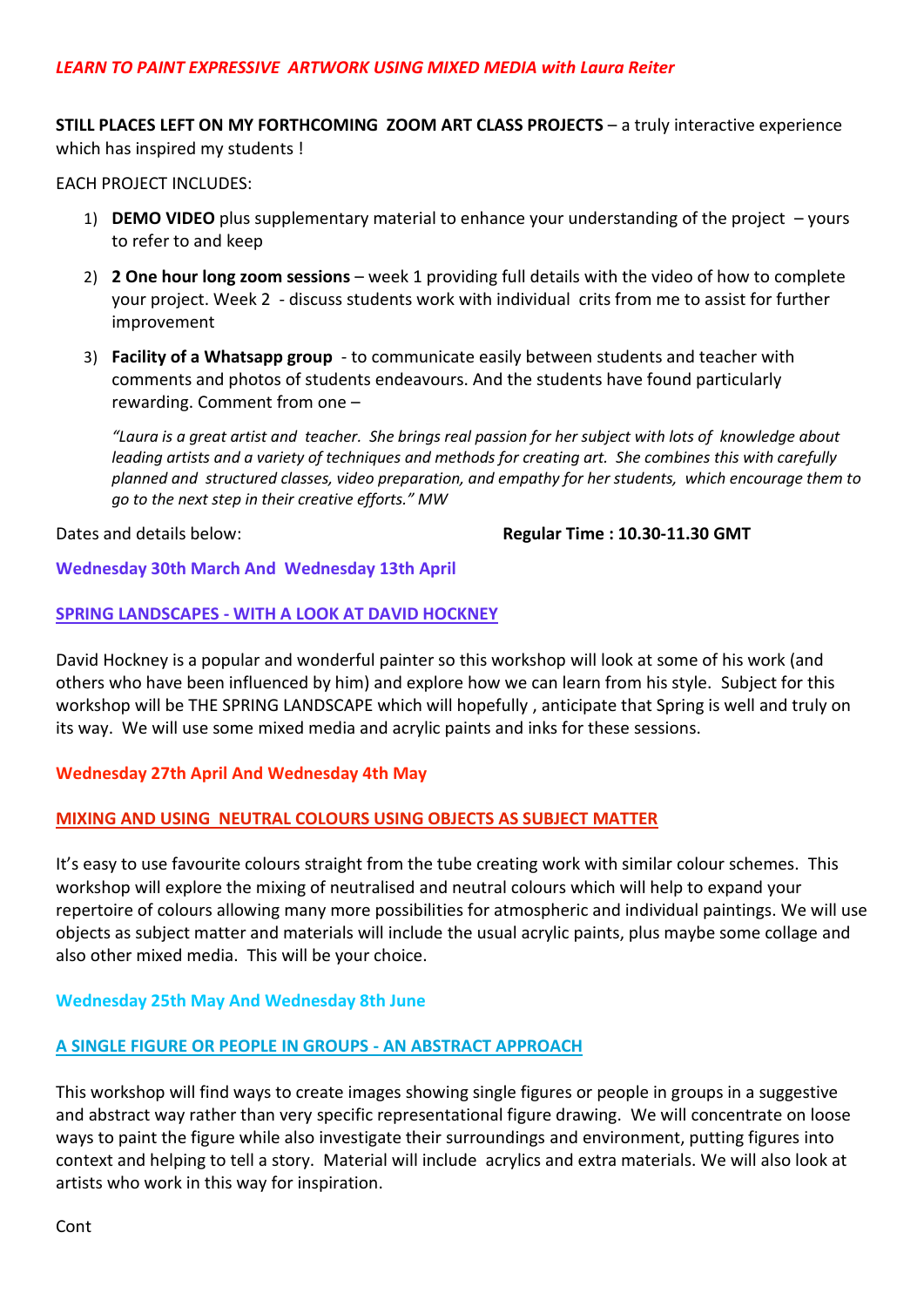***LEARN TO PAINT EXPRESSIVE ARTWORK USING MIXED MEDIA with Laura Reiter***

**STILL PLACES LEFT ON MY FORTHCOMING ZOOM ART CLASS PROJECTS** – a truly interactive experience which has inspired my students !

EACH PROJECT INCLUDES:

1) **DEMO VIDEO** plus supplementary material to enhance your understanding of the project – yours to refer to and keep
2) **2 One hour long zoom sessions** – week 1 providing full details with the video of how to complete your project. Week 2 - discuss students work with individual crits from me to assist for further improvement
3) **Facility of a Whatsapp group** - to communicate easily between students and teacher with comments and photos of students endeavours. And the students have found particularly rewarding. Comment from one –

   *"Laura is a great artist and teacher. She brings real passion for her subject with lots of knowledge about leading artists and a variety of techniques and methods for creating art. She combines this with carefully planned and structured classes, video preparation, and empathy for her students, which encourage them to go to the next step in their creative efforts." MW*

Dates and details below: **Regular Time : 10.30-11.30 GMT**

**Wednesday 30th March And Wednesday 13th April**

**SPRING LANDSCAPES - WITH A LOOK AT DAVID HOCKNEY**

David Hockney is a popular and wonderful painter so this workshop will look at some of his work (and others who have been influenced by him) and explore how we can learn from his style. Subject for this workshop will be THE SPRING LANDSCAPE which will hopefully , anticipate that Spring is well and truly on its way. We will use some mixed media and acrylic paints and inks for these sessions.

**Wednesday 27th April And Wednesday 4th May**

**MIXING AND USING NEUTRAL COLOURS USING OBJECTS AS SUBJECT MATTER**

It's easy to use favourite colours straight from the tube creating work with similar colour schemes. This workshop will explore the mixing of neutralised and neutral colours which will help to expand your repertoire of colours allowing many more possibilities for atmospheric and individual paintings. We will use objects as subject matter and materials will include the usual acrylic paints, plus maybe some collage and also other mixed media. This will be your choice.

**Wednesday 25th May And Wednesday 8th June**

**A SINGLE FIGURE OR PEOPLE IN GROUPS - AN ABSTRACT APPROACH**

This workshop will find ways to create images showing single figures or people in groups in a suggestive and abstract way rather than very specific representational figure drawing. We will concentrate on loose ways to paint the figure while also investigate their surroundings and environment, putting figures into context and helping to tell a story. Material will include acrylics and extra materials. We will also look at artists who work in this way for inspiration.

Cont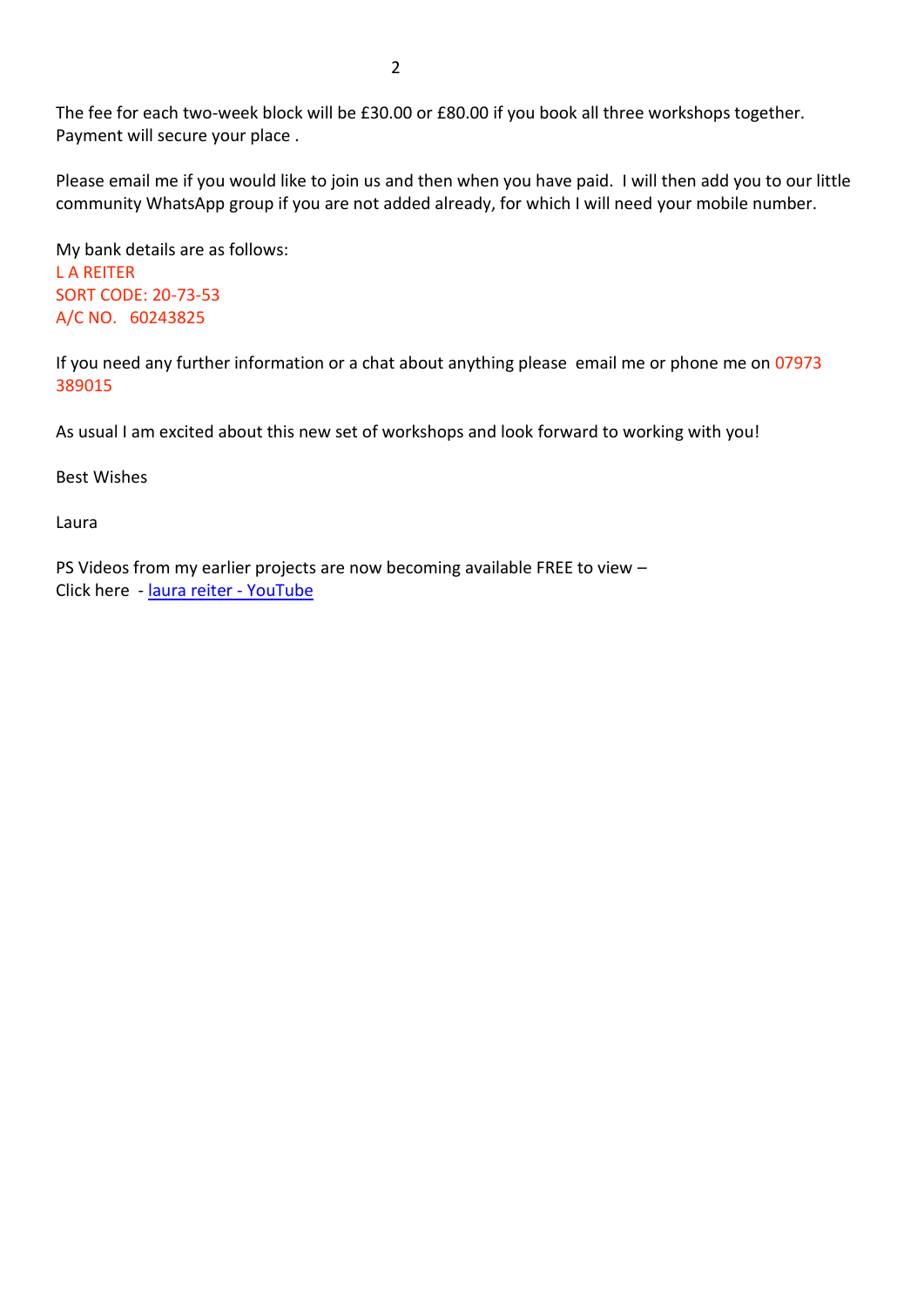The fee for each two-week block will be £30.00 or £80.00 if you book all three workshops together. Payment will secure your place .

Please email me if you would like to join us and then when you have paid. I will then add you to our little community WhatsApp group if you are not added already, for which I will need your mobile number.

My bank details are as follows:
L A REITER
SORT CODE: 20-73-53
A/C NO. 60243825

If you need any further information or a chat about anything please email me or phone me on 07973 389015

As usual I am excited about this new set of workshops and look forward to working with you!

Best Wishes

Laura

PS Videos from my earlier projects are now becoming available FREE to view –
Click here - [laura reiter - YouTube]